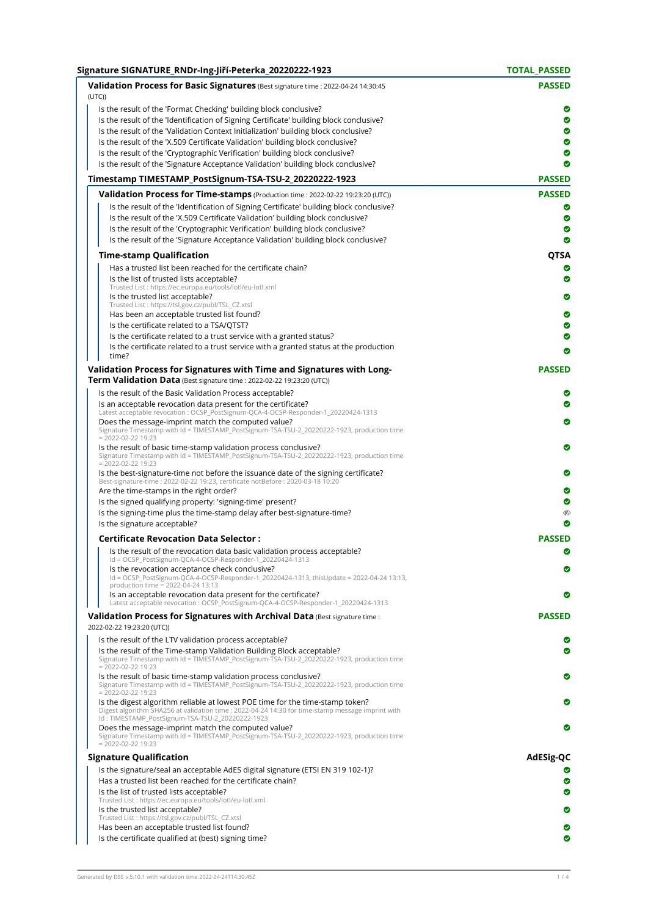## Signature SIGNATURE_RNDr-Ing-Jiří-Peterka_20220222-1923 — TOTAL_PASSED

### Validation Process for Basic Signatures (Best signature time : 2022-04-24 14:30:45 (UTC)) — PASSED

- Is the result of the 'Format Checking' building block conclusive? ✔
- Is the result of the 'Identification of Signing Certificate' building block conclusive? ✔
- Is the result of the 'Validation Context Initialization' building block conclusive? ✔
- Is the result of the 'X.509 Certificate Validation' building block conclusive? ✔
- Is the result of the 'Cryptographic Verification' building block conclusive? ✔
- Is the result of the 'Signature Acceptance Validation' building block conclusive? ✔

### Timestamp TIMESTAMP_PostSignum-TSA-TSU-2_20220222-1923 — PASSED

#### Validation Process for Time-stamps (Production time : 2022-02-22 19:23:20 (UTC)) — PASSED

- Is the result of the 'Identification of Signing Certificate' building block conclusive? ✔
- Is the result of the 'X.509 Certificate Validation' building block conclusive? ✔
- Is the result of the 'Cryptographic Verification' building block conclusive? ✔
- Is the result of the 'Signature Acceptance Validation' building block conclusive? ✔

#### Time-stamp Qualification — QTSA

- Has a trusted list been reached for the certificate chain? ✔
- Is the list of trusted lists acceptable? ✔
  Trusted List : https://ec.europa.eu/tools/lotl/eu-lotl.xml
- Is the trusted list acceptable? ✔
  Trusted List : https://tsl.gov.cz/publ/TSL_CZ.xtsl
- Has been an acceptable trusted list found? ✔
- Is the certificate related to a TSA/QTST? ✔
- Is the certificate related to a trust service with a granted status? ✔
- Is the certificate related to a trust service with a granted status at the production time? ✔

### Validation Process for Signatures with Time and Signatures with Long-Term Validation Data (Best signature time : 2022-02-22 19:23:20 (UTC)) — PASSED

- Is the result of the Basic Validation Process acceptable? ✔
- Is an acceptable revocation data present for the certificate? ✔
  Latest acceptable revocation : OCSP_PostSignum-QCA-4-OCSP-Responder-1_20220424-1313
- Does the message-imprint match the computed value? ✔
  Signature Timestamp with Id = TIMESTAMP_PostSignum-TSA-TSU-2_20220222-1923, production time = 2022-02-22 19:23
- Is the result of basic time-stamp validation process conclusive? ✔
  Signature Timestamp with Id = TIMESTAMP_PostSignum-TSA-TSU-2_20220222-1923, production time = 2022-02-22 19:23
- Is the best-signature-time not before the issuance date of the signing certificate? ✔
  Best-signature-time : 2022-02-22 19:23, certificate notBefore : 2020-03-18 10:20
- Are the time-stamps in the right order? ✔
- Is the signed qualifying property: 'signing-time' present? ✔
- Is the signing-time plus the time-stamp delay after best-signature-time? (ignored)
- Is the signature acceptable? ✔

#### Certificate Revocation Data Selector : — PASSED

- Is the result of the revocation data basic validation process acceptable? ✔
  Id = OCSP_PostSignum-QCA-4-OCSP-Responder-1_20220424-1313
- Is the revocation acceptance check conclusive? ✔
  Id = OCSP_PostSignum-QCA-4-OCSP-Responder-1_20220424-1313, thisUpdate = 2022-04-24 13:13, production time = 2022-04-24 13:13
- Is an acceptable revocation data present for the certificate? ✔
  Latest acceptable revocation : OCSP_PostSignum-QCA-4-OCSP-Responder-1_20220424-1313

### Validation Process for Signatures with Archival Data (Best signature time : 2022-02-22 19:23:20 (UTC)) — PASSED

- Is the result of the LTV validation process acceptable? ✔
- Is the result of the Time-stamp Validation Building Block acceptable? ✔
  Signature Timestamp with Id = TIMESTAMP_PostSignum-TSA-TSU-2_20220222-1923, production time = 2022-02-22 19:23
- Is the result of basic time-stamp validation process conclusive? ✔
  Signature Timestamp with Id = TIMESTAMP_PostSignum-TSA-TSU-2_20220222-1923, production time = 2022-02-22 19:23
- Is the digest algorithm reliable at lowest POE time for the time-stamp token? ✔
  Digest algorithm SHA256 at validation time : 2022-04-24 14:30 for time-stamp message imprint with Id : TIMESTAMP_PostSignum-TSA-TSU-2_20220222-1923
- Does the message-imprint match the computed value? ✔
  Signature Timestamp with Id = TIMESTAMP_PostSignum-TSA-TSU-2_20220222-1923, production time = 2022-02-22 19:23

### Signature Qualification — AdESig-QC

- Is the signature/seal an acceptable AdES digital signature (ETSI EN 319 102-1)? ✔
- Has a trusted list been reached for the certificate chain? ✔
- Is the list of trusted lists acceptable? ✔
  Trusted List : https://ec.europa.eu/tools/lotl/eu-lotl.xml
- Is the trusted list acceptable? ✔
  Trusted List : https://tsl.gov.cz/publ/TSL_CZ.xtsl
- Has been an acceptable trusted list found? ✔
- Is the certificate qualified at (best) signing time? ✔

Generated by DSS v.5.10.1 with validation time 2022-04-24T14:30:45Z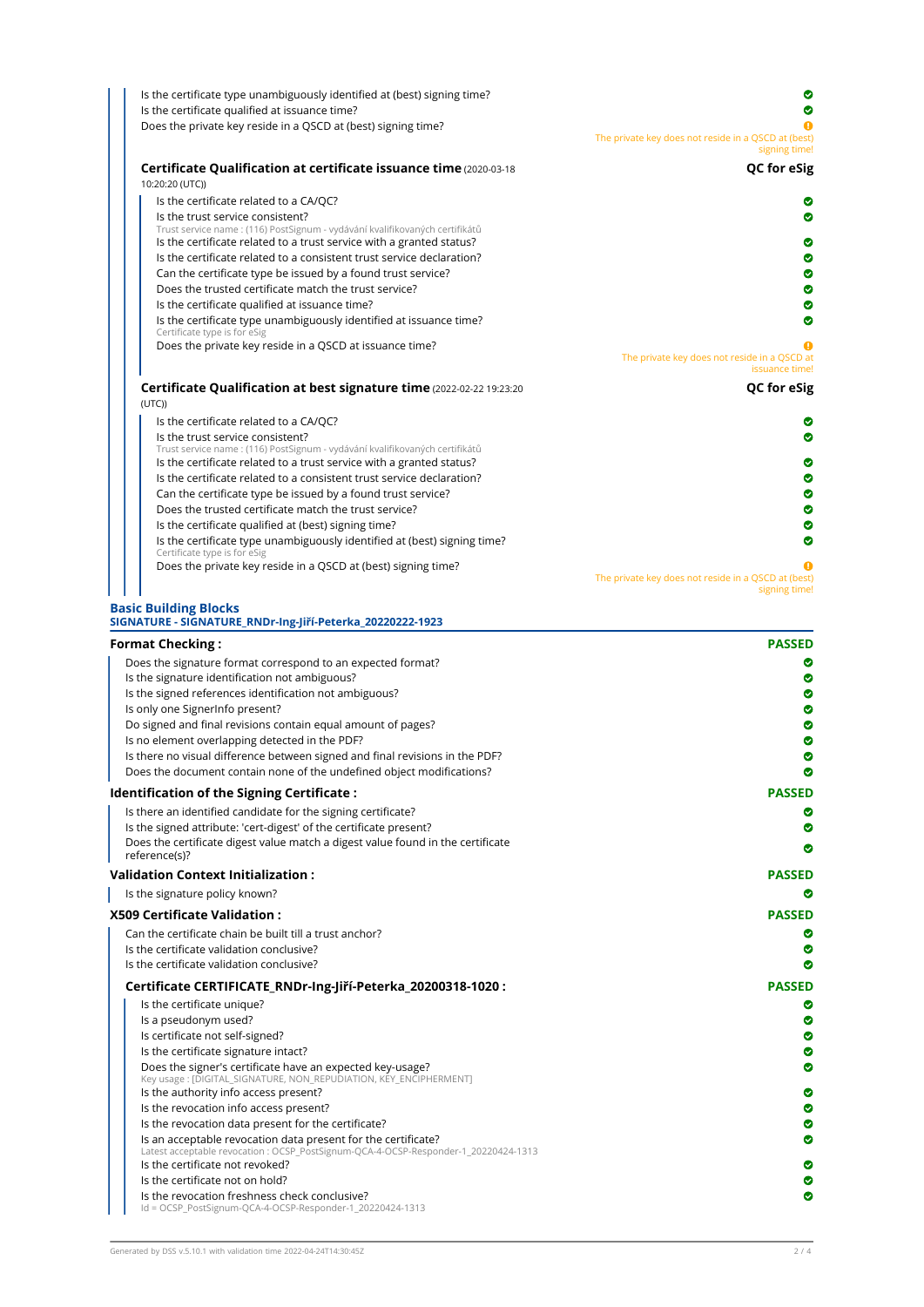Is the certificate type unambiguously identified at (best) signing time? ✔
Is the certificate qualified at issuance time? ✔
Does the private key reside in a QSCD at (best) signing time? ⚠ The private key does not reside in a QSCD at (best) signing time!

**Certificate Qualification at certificate issuance time** (2020-03-18 10:20:20 (UTC)) — **QC for eSig**

- Is the certificate related to a CA/QC? ✔
- Is the trust service consistent? ✔
  Trust service name : (116) PostSignum - vydávání kvalifikovaných certifikátů
- Is the certificate related to a trust service with a granted status? ✔
- Is the certificate related to a consistent trust service declaration? ✔
- Can the certificate type be issued by a found trust service? ✔
- Does the trusted certificate match the trust service? ✔
- Is the certificate qualified at issuance time? ✔
- Is the certificate type unambiguously identified at issuance time? ✔
  Certificate type is for eSig
- Does the private key reside in a QSCD at issuance time? ⚠ The private key does not reside in a QSCD at issuance time!

**Certificate Qualification at best signature time** (2022-02-22 19:23:20 (UTC)) — **QC for eSig**

- Is the certificate related to a CA/QC? ✔
- Is the trust service consistent? ✔
  Trust service name : (116) PostSignum - vydávání kvalifikovaných certifikátů
- Is the certificate related to a trust service with a granted status? ✔
- Is the certificate related to a consistent trust service declaration? ✔
- Can the certificate type be issued by a found trust service? ✔
- Does the trusted certificate match the trust service? ✔
- Is the certificate qualified at (best) signing time? ✔
- Is the certificate type unambiguously identified at (best) signing time? ✔
  Certificate type is for eSig
- Does the private key reside in a QSCD at (best) signing time? ⚠ The private key does not reside in a QSCD at (best) signing time!

## Basic Building Blocks
**SIGNATURE - SIGNATURE_RNDr-Ing-Jiří-Peterka_20220222-1923**

### Format Checking : PASSED

- Does the signature format correspond to an expected format? ✔
- Is the signature identification not ambiguous? ✔
- Is the signed references identification not ambiguous? ✔
- Is only one SignerInfo present? ✔
- Do signed and final revisions contain equal amount of pages? ✔
- Is no element overlapping detected in the PDF? ✔
- Is there no visual difference between signed and final revisions in the PDF? ✔
- Does the document contain none of the undefined object modifications? ✔

### Identification of the Signing Certificate : PASSED

- Is there an identified candidate for the signing certificate? ✔
- Is the signed attribute: 'cert-digest' of the certificate present? ✔
- Does the certificate digest value match a digest value found in the certificate reference(s)? ✔

### Validation Context Initialization : PASSED

- Is the signature policy known? ✔

### X509 Certificate Validation : PASSED

- Can the certificate chain be built till a trust anchor? ✔
- Is the certificate validation conclusive? ✔
- Is the certificate validation conclusive? ✔

#### Certificate CERTIFICATE_RNDr-Ing-Jiří-Peterka_20200318-1020 : PASSED

- Is the certificate unique? ✔
- Is a pseudonym used? ✔
- Is certificate not self-signed? ✔
- Is the certificate signature intact? ✔
- Does the signer's certificate have an expected key-usage? ✔
  Key usage : [DIGITAL_SIGNATURE, NON_REPUDIATION, KEY_ENCIPHERMENT]
- Is the authority info access present? ✔
- Is the revocation info access present? ✔
- Is the revocation data present for the certificate? ✔
- Is an acceptable revocation data present for the certificate? ✔
  Latest acceptable revocation : OCSP_PostSignum-QCA-4-OCSP-Responder-1_20220424-1313
- Is the certificate not revoked? ✔
- Is the certificate not on hold? ✔
- Is the revocation freshness check conclusive? ✔
  Id = OCSP_PostSignum-QCA-4-OCSP-Responder-1_20220424-1313

Generated by DSS v.5.10.1 with validation time 2022-04-24T14:30:45Z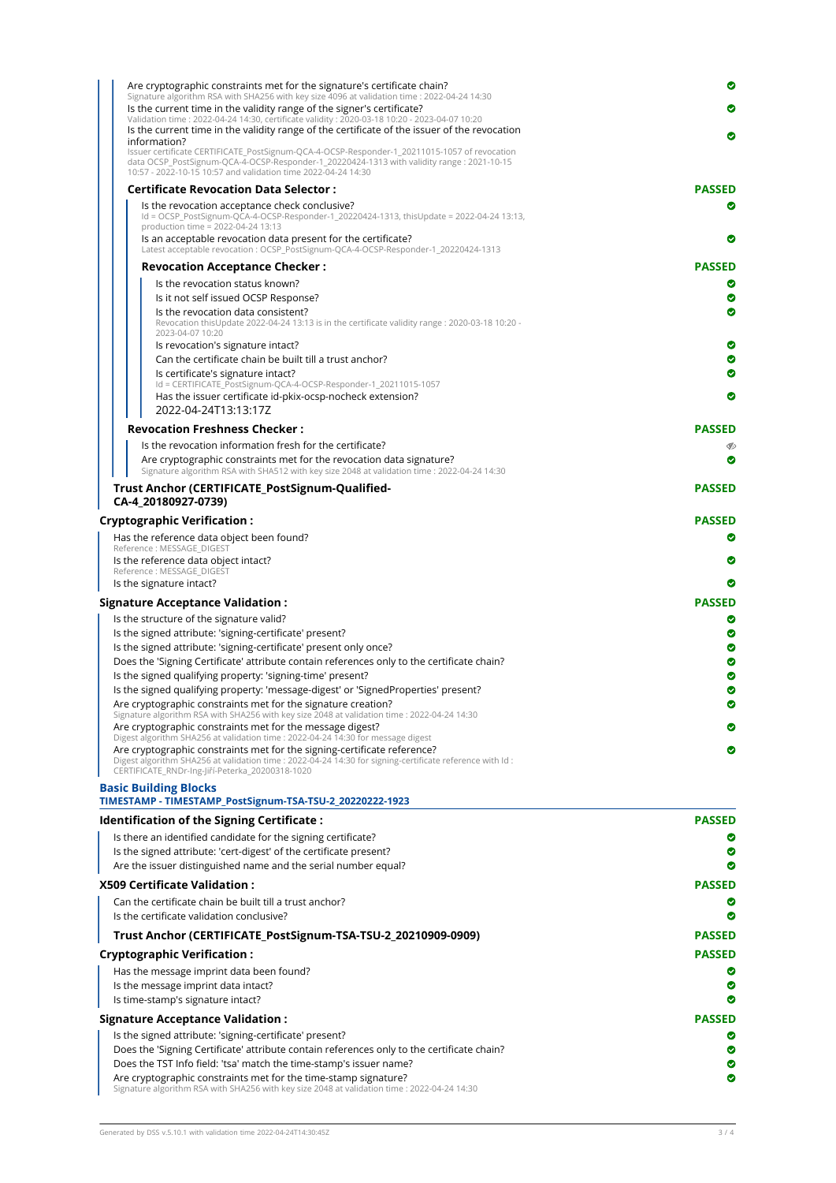Are cryptographic constraints met for the signature's certificate chain? ✔
Signature algorithm RSA with SHA256 with key size 4096 at validation time : 2022-04-24 14:30

Is the current time in the validity range of the signer's certificate? ✔
Validation time : 2022-04-24 14:30, certificate validity : 2020-03-18 10:20 - 2023-04-07 10:20

Is the current time in the validity range of the certificate of the issuer of the revocation information? ✔
Issuer certificate CERTIFICATE_PostSignum-QCA-4-OCSP-Responder-1_20211015-1057 of revocation data OCSP_PostSignum-QCA-4-OCSP-Responder-1_20220424-1313 with validity range : 2021-10-15 10:57 - 2022-10-15 10:57 and validation time 2022-04-24 14:30

**Certificate Revocation Data Selector : PASSED**

Is the revocation acceptance check conclusive? ✔
Id = OCSP_PostSignum-QCA-4-OCSP-Responder-1_20220424-1313, thisUpdate = 2022-04-24 13:13, production time = 2022-04-24 13:13

Is an acceptable revocation data present for the certificate? ✔
Latest acceptable revocation : OCSP_PostSignum-QCA-4-OCSP-Responder-1_20220424-1313

**Revocation Acceptance Checker : PASSED**

Is the revocation status known? ✔

Is it not self issued OCSP Response? ✔

Is the revocation data consistent? ✔
Revocation thisUpdate 2022-04-24 13:13 is in the certificate validity range : 2020-03-18 10:20 - 2023-04-07 10:20

Is revocation's signature intact? ✔

Can the certificate chain be built till a trust anchor? ✔

Is certificate's signature intact? ✔
Id = CERTIFICATE_PostSignum-QCA-4-OCSP-Responder-1_20211015-1057

Has the issuer certificate id-pkix-ocsp-nocheck extension? ✔
2022-04-24T13:13:17Z

**Revocation Freshness Checker : PASSED**

Is the revocation information fresh for the certificate?

Are cryptographic constraints met for the revocation data signature? ✔
Signature algorithm RSA with SHA512 with key size 2048 at validation time : 2022-04-24 14:30

**Trust Anchor (CERTIFICATE_PostSignum-Qualified-CA-4_20180927-0739) PASSED**

**Cryptographic Verification : PASSED**

Has the reference data object been found? ✔
Reference : MESSAGE_DIGEST

Is the reference data object intact? ✔
Reference : MESSAGE_DIGEST

Is the signature intact? ✔

**Signature Acceptance Validation : PASSED**

Is the structure of the signature valid? ✔

Is the signed attribute: 'signing-certificate' present? ✔

Is the signed attribute: 'signing-certificate' present only once? ✔

Does the 'Signing Certificate' attribute contain references only to the certificate chain? ✔

Is the signed qualifying property: 'signing-time' present? ✔

Is the signed qualifying property: 'message-digest' or 'SignedProperties' present? ✔

Are cryptographic constraints met for the signature creation? ✔
Signature algorithm RSA with SHA256 with key size 2048 at validation time : 2022-04-24 14:30

Are cryptographic constraints met for the message digest? ✔
Digest algorithm SHA256 at validation time : 2022-04-24 14:30 for message digest

Are cryptographic constraints met for the signing-certificate reference? ✔
Digest algorithm SHA256 at validation time : 2022-04-24 14:30 for signing-certificate reference with Id : CERTIFICATE_RNDr-Ing-Jiří-Peterka_20200318-1020

## Basic Building Blocks

**TIMESTAMP - TIMESTAMP_PostSignum-TSA-TSU-2_20220222-1923**

**Identification of the Signing Certificate : PASSED**

Is there an identified candidate for the signing certificate? ✔

Is the signed attribute: 'cert-digest' of the certificate present? ✔

Are the issuer distinguished name and the serial number equal? ✔

**X509 Certificate Validation : PASSED**

Can the certificate chain be built till a trust anchor? ✔

Is the certificate validation conclusive? ✔

**Trust Anchor (CERTIFICATE_PostSignum-TSA-TSU-2_20210909-0909) PASSED**

**Cryptographic Verification : PASSED**

Has the message imprint data been found? ✔

Is the message imprint data intact? ✔

Is time-stamp's signature intact? ✔

**Signature Acceptance Validation : PASSED**

Is the signed attribute: 'signing-certificate' present? ✔

Does the 'Signing Certificate' attribute contain references only to the certificate chain? ✔

Does the TST Info field: 'tsa' match the time-stamp's issuer name? ✔

Are cryptographic constraints met for the time-stamp signature? ✔
Signature algorithm RSA with SHA256 with key size 2048 at validation time : 2022-04-24 14:30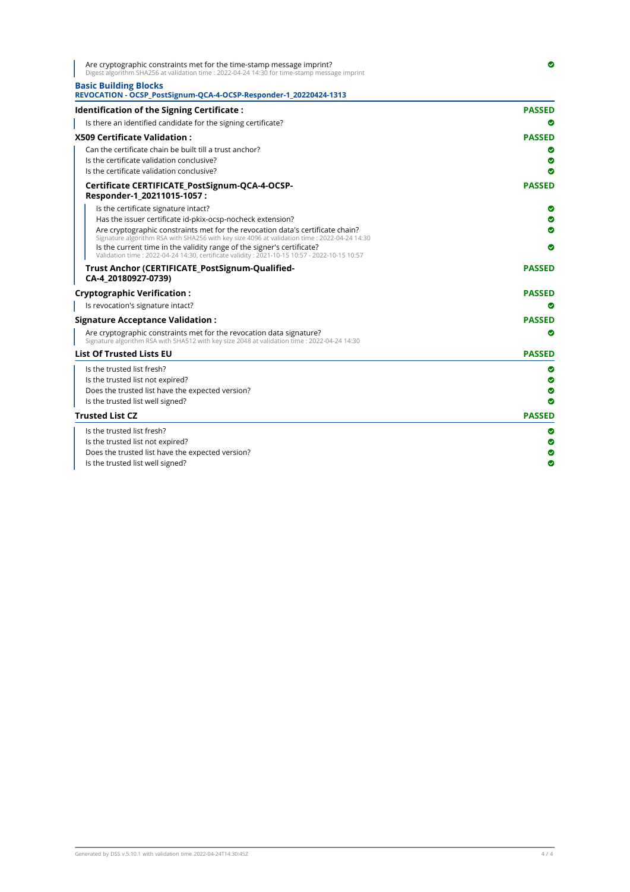Are cryptographic constraints met for the time-stamp message imprint? ✔
Digest algorithm SHA256 at validation time : 2022-04-24 14:30 for time-stamp message imprint

### Basic Building Blocks
**REVOCATION - OCSP_PostSignum-QCA-4-OCSP-Responder-1_20220424-1313**

| | |
|---|---|
| **Identification of the Signing Certificate :** | **PASSED** |
| Is there an identified candidate for the signing certificate? | ✔ |
| **X509 Certificate Validation :** | **PASSED** |
| Can the certificate chain be built till a trust anchor? | ✔ |
| Is the certificate validation conclusive? | ✔ |
| Is the certificate validation conclusive? | ✔ |
| **Certificate CERTIFICATE_PostSignum-QCA-4-OCSP-Responder-1_20211015-1057 :** | **PASSED** |
| Is the certificate signature intact? | ✔ |
| Has the issuer certificate id-pkix-ocsp-nocheck extension? | ✔ |
| Are cryptographic constraints met for the revocation data's certificate chain?<br>Signature algorithm RSA with SHA256 with key size 4096 at validation time : 2022-04-24 14:30 | ✔ |
| Is the current time in the validity range of the signer's certificate?<br>Validation time : 2022-04-24 14:30, certificate validity : 2021-10-15 10:57 - 2022-10-15 10:57 | ✔ |
| **Trust Anchor (CERTIFICATE_PostSignum-Qualified-CA-4_20180927-0739)** | **PASSED** |
| **Cryptographic Verification :** | **PASSED** |
| Is revocation's signature intact? | ✔ |
| **Signature Acceptance Validation :** | **PASSED** |
| Are cryptographic constraints met for the revocation data signature?<br>Signature algorithm RSA with SHA512 with key size 2048 at validation time : 2022-04-24 14:30 | ✔ |

### List Of Trusted Lists EU — PASSED

| | |
|---|---|
| Is the trusted list fresh? | ✔ |
| Is the trusted list not expired? | ✔ |
| Does the trusted list have the expected version? | ✔ |
| Is the trusted list well signed? | ✔ |

### Trusted List CZ — PASSED

| | |
|---|---|
| Is the trusted list fresh? | ✔ |
| Is the trusted list not expired? | ✔ |
| Does the trusted list have the expected version? | ✔ |
| Is the trusted list well signed? | ✔ |

Generated by DSS v.5.10.1 with validation time 2022-04-24T14:30:45Z